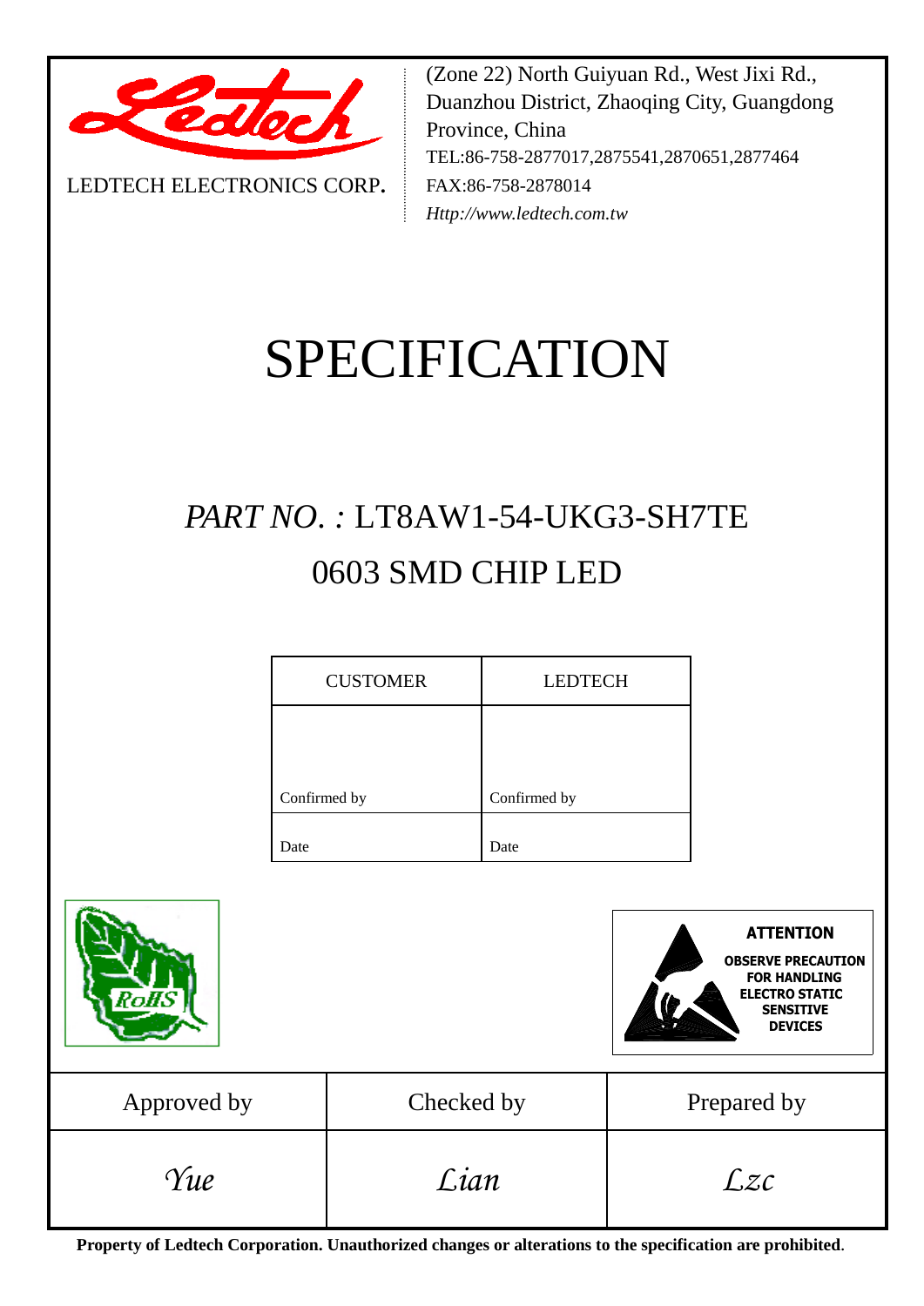LEDTECH ELECTRONICS CORP.

(Zone 22) North Guiyuan Rd., West Jixi Rd., Duanzhou District, Zhaoqing City, Guangdong Province, China
TEL:86-758-2877017,2875541,2870651,2877464
FAX:86-758-2878014
*Http://www.ledtech.com.tw*

# SPECIFICATION

## *PART NO. :* LT8AW1-54-UKG3-SH7TE

## 0603 SMD CHIP LED

| CUSTOMER | LEDTECH |
|---|---|
| Confirmed by | Confirmed by |
| Date | Date |

**ATTENTION**
**OBSERVE PRECAUTION FOR HANDLING ELECTRO STATIC SENSITIVE DEVICES**

| Approved by | Checked by | Prepared by |
|---|---|---|
| *Yue* | *Lian* | *Lzc* |

**Property of Ledtech Corporation. Unauthorized changes or alterations to the specification are prohibited**.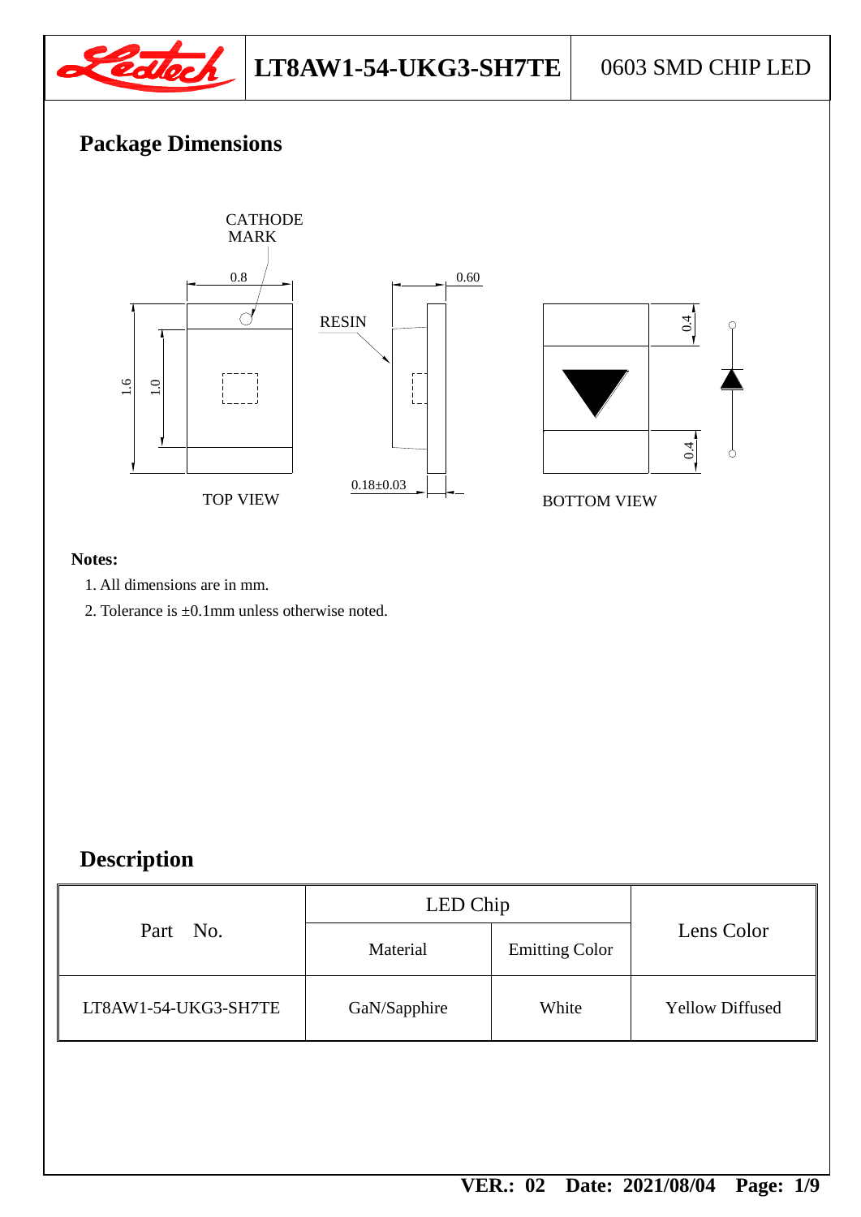## Package Dimensions

**Notes:**

1. All dimensions are in mm.
2. Tolerance is ±0.1mm unless otherwise noted.

## Description

| Part No. | LED Chip | | Lens Color |
|---|---|---|---|
| | Material | Emitting Color | |
| LT8AW1-54-UKG3-SH7TE | GaN/Sapphire | White | Yellow Diffused |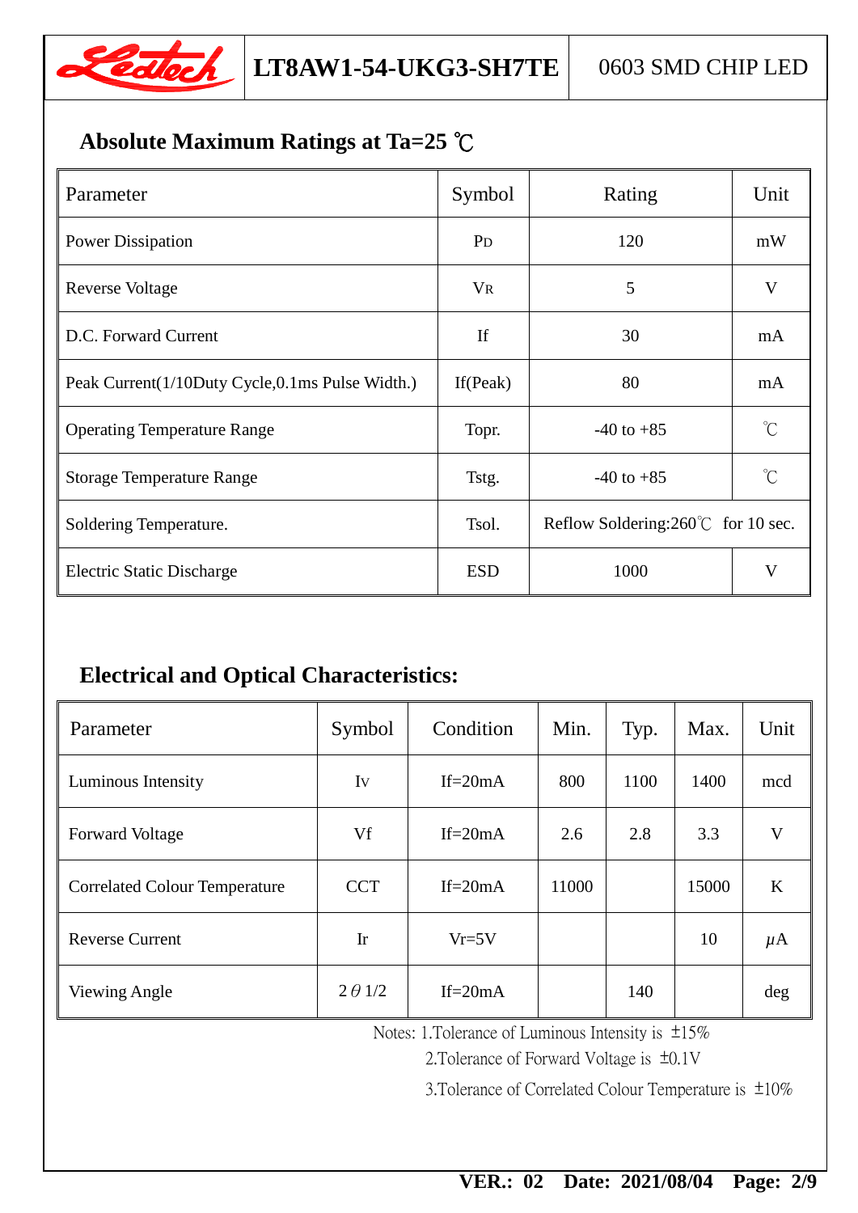## Absolute Maximum Ratings at Ta=25 ℃

| Parameter | Symbol | Rating | Unit |
|---|---|---|---|
| Power Dissipation | $P_D$ | 120 | mW |
| Reverse Voltage | $V_R$ | 5 | V |
| D.C. Forward Current | If | 30 | mA |
| Peak Current(1/10Duty Cycle,0.1ms Pulse Width.) | If(Peak) | 80 | mA |
| Operating Temperature Range | Topr. | -40 to +85 | ℃ |
| Storage Temperature Range | Tstg. | -40 to +85 | ℃ |
| Soldering Temperature. | Tsol. | Reflow Soldering:260℃ for 10 sec. | |
| Electric Static Discharge | ESD | 1000 | V |

## Electrical and Optical Characteristics:

| Parameter | Symbol | Condition | Min. | Typ. | Max. | Unit |
|---|---|---|---|---|---|---|
| Luminous Intensity | $I_V$ | If=20mA | 800 | 1100 | 1400 | mcd |
| Forward Voltage | Vf | If=20mA | 2.6 | 2.8 | 3.3 | V |
| Correlated Colour Temperature | CCT | If=20mA | 11000 | | 15000 | K |
| Reverse Current | Ir | Vr=5V | | | 10 | $\mu$A |
| Viewing Angle | $2\theta 1/2$ | If=20mA | | 140 | | deg |

Notes: 1.Tolerance of Luminous Intensity is ±15%

2.Tolerance of Forward Voltage is ±0.1V

3.Tolerance of Correlated Colour Temperature is ±10%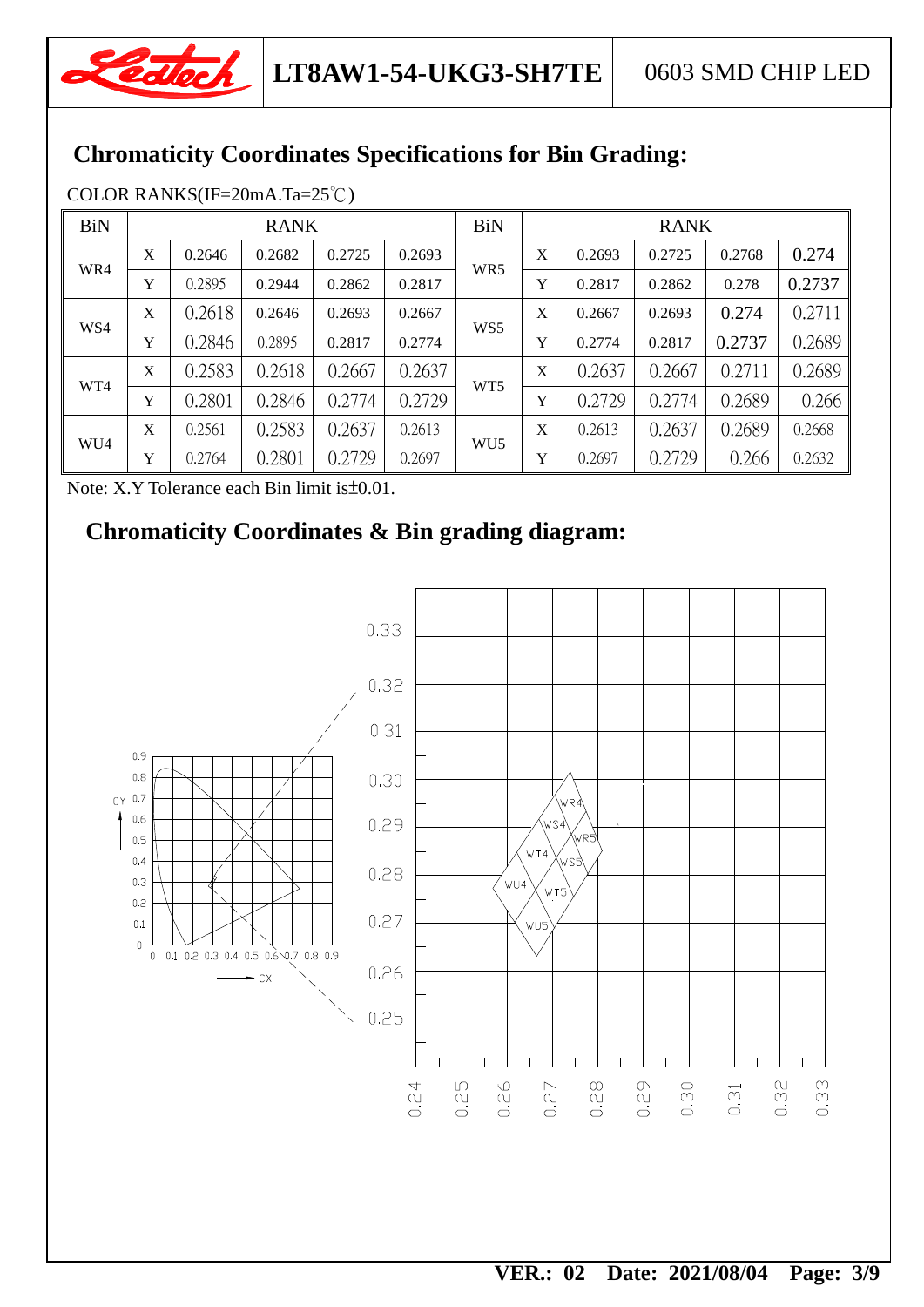## Chromaticity Coordinates Specifications for Bin Grading:

COLOR RANKS(IF=20mA.Ta=25℃)

| BiN | RANK | | | | | BiN | RANK | | | | |
|---|---|---|---|---|---|---|---|---|---|---|---|
| WR4 | X | 0.2646 | 0.2682 | 0.2725 | 0.2693 | WR5 | X | 0.2693 | 0.2725 | 0.2768 | 0.274 |
| | Y | 0.2895 | 0.2944 | 0.2862 | 0.2817 | | Y | 0.2817 | 0.2862 | 0.278 | 0.2737 |
| WS4 | X | 0.2618 | 0.2646 | 0.2693 | 0.2667 | WS5 | X | 0.2667 | 0.2693 | 0.274 | 0.2711 |
| | Y | 0.2846 | 0.2895 | 0.2817 | 0.2774 | | Y | 0.2774 | 0.2817 | 0.2737 | 0.2689 |
| WT4 | X | 0.2583 | 0.2618 | 0.2667 | 0.2637 | WT5 | X | 0.2637 | 0.2667 | 0.2711 | 0.2689 |
| | Y | 0.2801 | 0.2846 | 0.2774 | 0.2729 | | Y | 0.2729 | 0.2774 | 0.2689 | 0.266 |
| WU4 | X | 0.2561 | 0.2583 | 0.2637 | 0.2613 | WU5 | X | 0.2613 | 0.2637 | 0.2689 | 0.2668 |
| | Y | 0.2764 | 0.2801 | 0.2729 | 0.2697 | | Y | 0.2697 | 0.2729 | 0.266 | 0.2632 |

Note: X.Y Tolerance each Bin limit is±0.01.

## Chromaticity Coordinates & Bin grading diagram: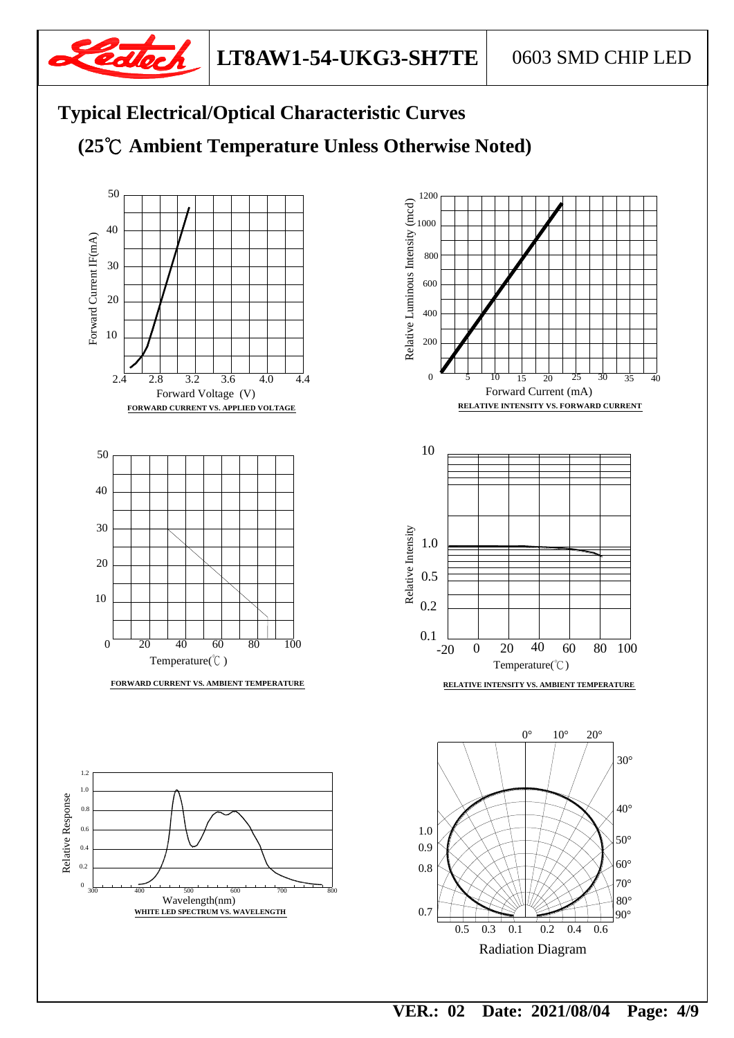## Typical Electrical/Optical Characteristic Curves

## (25℃ Ambient Temperature Unless Otherwise Noted)

Forward Current IF(mA)

Forward Voltage (V)

FORWARD CURRENT VS. APPLIED VOLTAGE

Relative Luminous Intensity (mcd)

Forward Current (mA)

RELATIVE INTENSITY VS. FORWARD CURRENT

Temperature(℃)

FORWARD CURRENT VS. AMBIENT TEMPERATURE

Relative Intensity

Temperature(℃)

RELATIVE INTENSITY VS. AMBIENT TEMPERATURE

Relative Response

Wavelength(nm)

WHITE LED SPECTRUM VS. WAVELENGTH

Radiation Diagram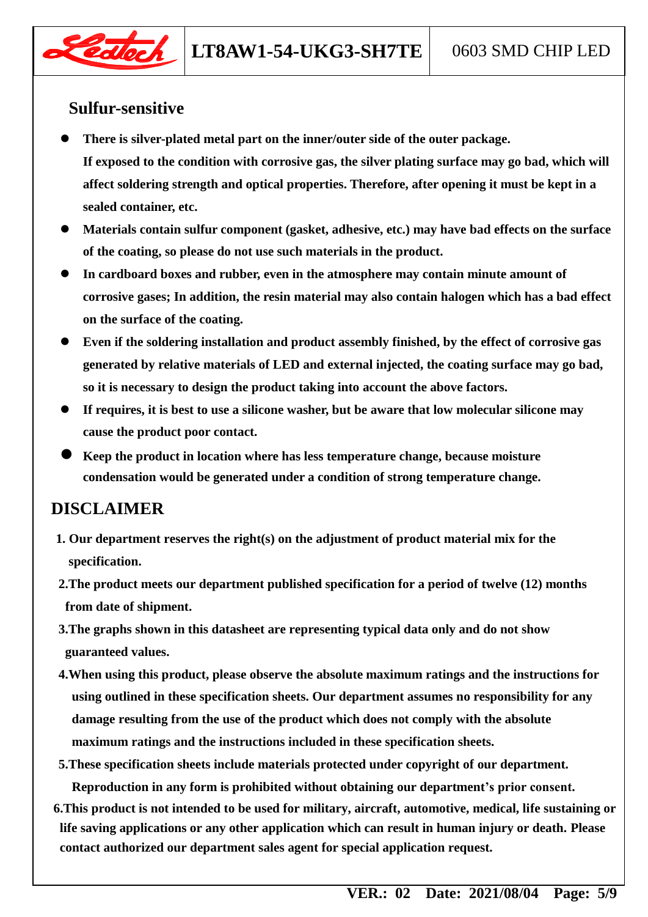## Sulfur-sensitive

- **There is silver-plated metal part on the inner/outer side of the outer package. If exposed to the condition with corrosive gas, the silver plating surface may go bad, which will affect soldering strength and optical properties. Therefore, after opening it must be kept in a sealed container, etc.**
- **Materials contain sulfur component (gasket, adhesive, etc.) may have bad effects on the surface of the coating, so please do not use such materials in the product.**
- **In cardboard boxes and rubber, even in the atmosphere may contain minute amount of corrosive gases; In addition, the resin material may also contain halogen which has a bad effect on the surface of the coating.**
- **Even if the soldering installation and product assembly finished, by the effect of corrosive gas generated by relative materials of LED and external injected, the coating surface may go bad, so it is necessary to design the product taking into account the above factors.**
- **If requires, it is best to use a silicone washer, but be aware that low molecular silicone may cause the product poor contact.**
- **Keep the product in location where has less temperature change, because moisture condensation would be generated under a condition of strong temperature change.**

# DISCLAIMER

1. **Our department reserves the right(s) on the adjustment of product material mix for the specification.**
2. **The product meets our department published specification for a period of twelve (12) months from date of shipment.**
3. **The graphs shown in this datasheet are representing typical data only and do not show guaranteed values.**
4. **When using this product, please observe the absolute maximum ratings and the instructions for using outlined in these specification sheets. Our department assumes no responsibility for any damage resulting from the use of the product which does not comply with the absolute maximum ratings and the instructions included in these specification sheets.**
5. **These specification sheets include materials protected under copyright of our department. Reproduction in any form is prohibited without obtaining our department's prior consent.**
6. **This product is not intended to be used for military, aircraft, automotive, medical, life sustaining or life saving applications or any other application which can result in human injury or death. Please contact authorized our department sales agent for special application request.**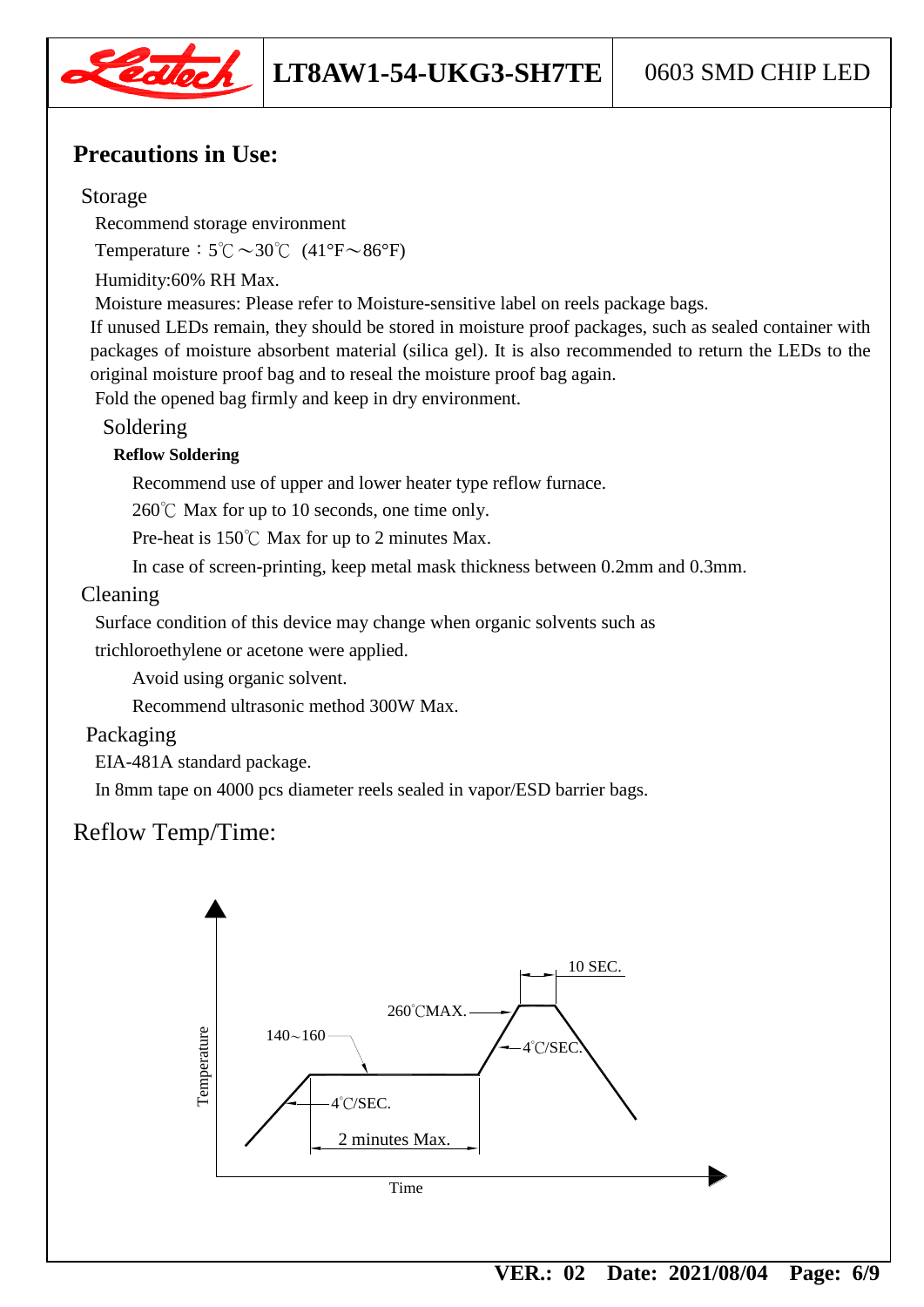## Precautions in Use:

### Storage

Recommend storage environment

Temperature：5℃～30℃ (41°F～86°F)

Humidity:60% RH Max.

Moisture measures: Please refer to Moisture-sensitive label on reels package bags.

If unused LEDs remain, they should be stored in moisture proof packages, such as sealed container with packages of moisture absorbent material (silica gel). It is also recommended to return the LEDs to the original moisture proof bag and to reseal the moisture proof bag again.

Fold the opened bag firmly and keep in dry environment.

### Soldering

**Reflow Soldering**

Recommend use of upper and lower heater type reflow furnace.

260℃ Max for up to 10 seconds, one time only.

Pre-heat is 150℃ Max for up to 2 minutes Max.

In case of screen-printing, keep metal mask thickness between 0.2mm and 0.3mm.

### Cleaning

Surface condition of this device may change when organic solvents such as trichloroethylene or acetone were applied.

Avoid using organic solvent.

Recommend ultrasonic method 300W Max.

### Packaging

EIA-481A standard package.

In 8mm tape on 4000 pcs diameter reels sealed in vapor/ESD barrier bags.

## Reflow Temp/Time:

10 SEC.

260℃MAX.

140～160

4℃/SEC.

4℃/SEC.

2 minutes Max.

Temperature

Time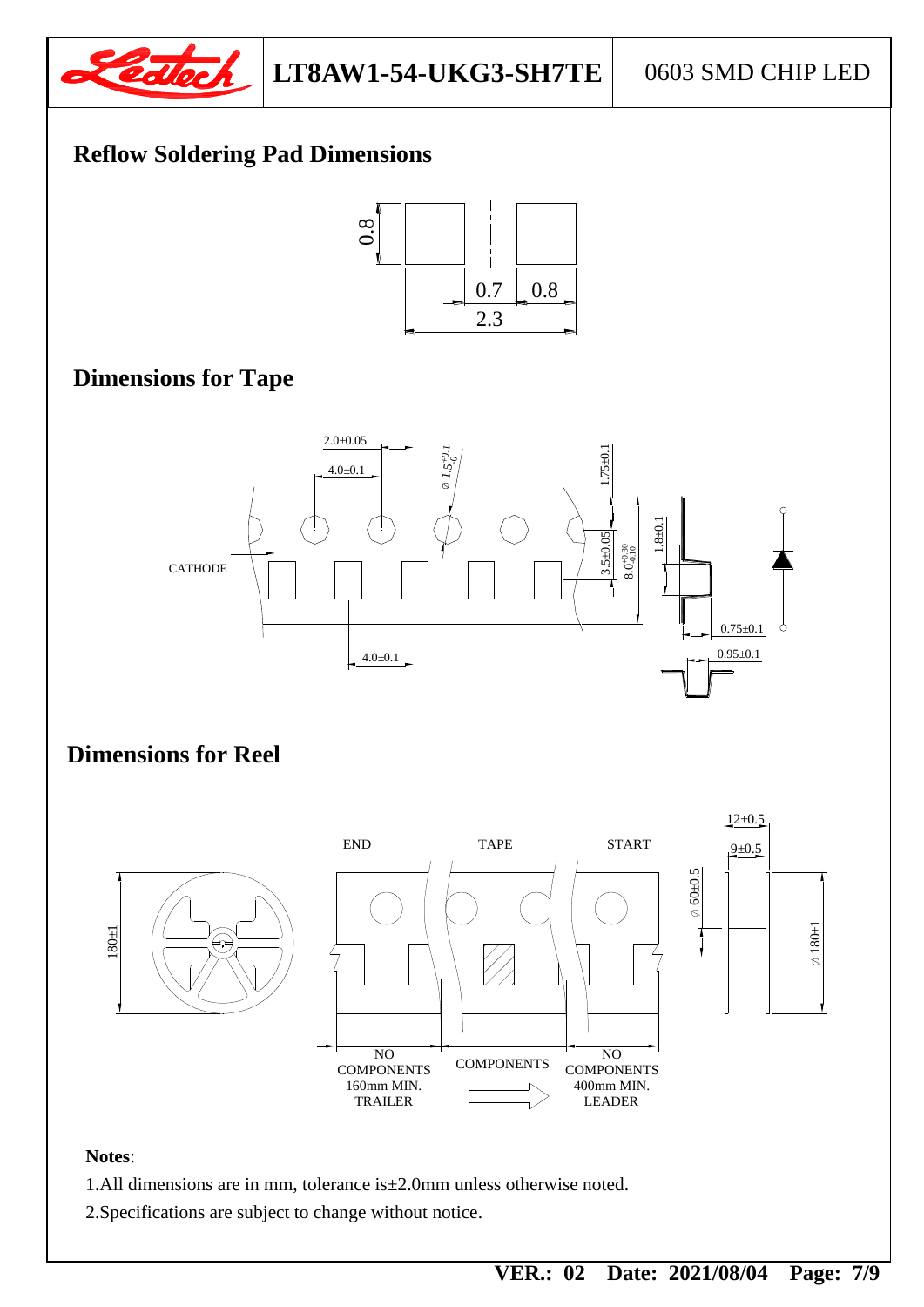# Reflow Soldering Pad Dimensions

0.8

0.7 0.8

2.3

# Dimensions for Tape

2.0±0.05

4.0±0.1

⌀ 1.5 +0.1/-0

1.75±0.1

CATHODE

3.5±0.05

8.0 +0.30/-0.10

1.8±0.1

0.75±0.1

4.0±0.1

0.95±0.1

# Dimensions for Reel

12±0.5

9±0.5

END TAPE START

180±1

⌀ 60±0.5

⌀ 180±1

NO COMPONENTS 160mm MIN. TRAILER

COMPONENTS

NO COMPONENTS 400mm MIN. LEADER

**Notes**:

1.All dimensions are in mm, tolerance is±2.0mm unless otherwise noted.

2.Specifications are subject to change without notice.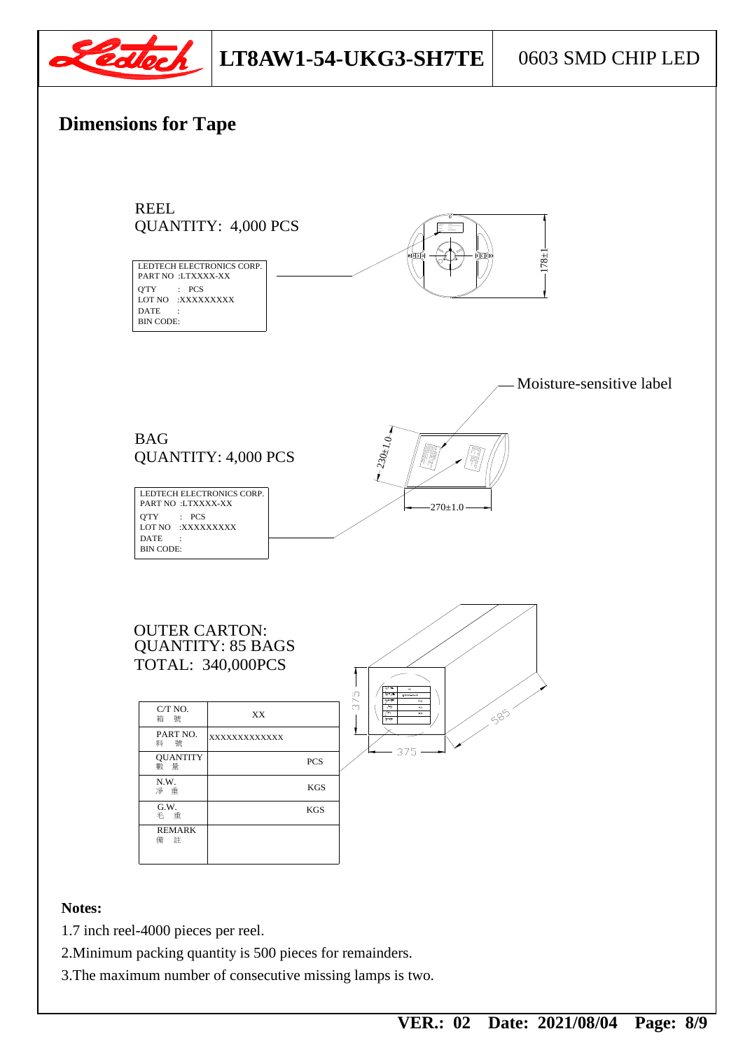## Dimensions for Tape

REEL
QUANTITY: 4,000 PCS

LEDTECH ELECTRONICS CORP.
PART NO :LTXXXX-XX
Q'TY : PCS
LOT NO :XXXXXXXXX
DATE :
BIN CODE:

178±1

Moisture-sensitive label

BAG
QUANTITY: 4,000 PCS

LEDTECH ELECTRONICS CORP.
PART NO :LTXXXX-XX
QTY : PCS
LOT NO :XXXXXXXXX
DATE :
BIN CODE:

230±1.0

270±1.0

OUTER CARTON:
QUANTITY: 85 BAGS
TOTAL: 340,000PCS

| C/T NO. 箱 號 | XX |
|---|---|
| PART NO. 料 號 | XXXXXXXXXXXXX |
| QUANTITY 數 量 | PCS |
| N.W. 净 重 | KGS |
| G.W. 毛 重 | KGS |
| REMARK 備 註 | |

375

375

585

**Notes:**

1.7 inch reel-4000 pieces per reel.

2.Minimum packing quantity is 500 pieces for remainders.

3.The maximum number of consecutive missing lamps is two.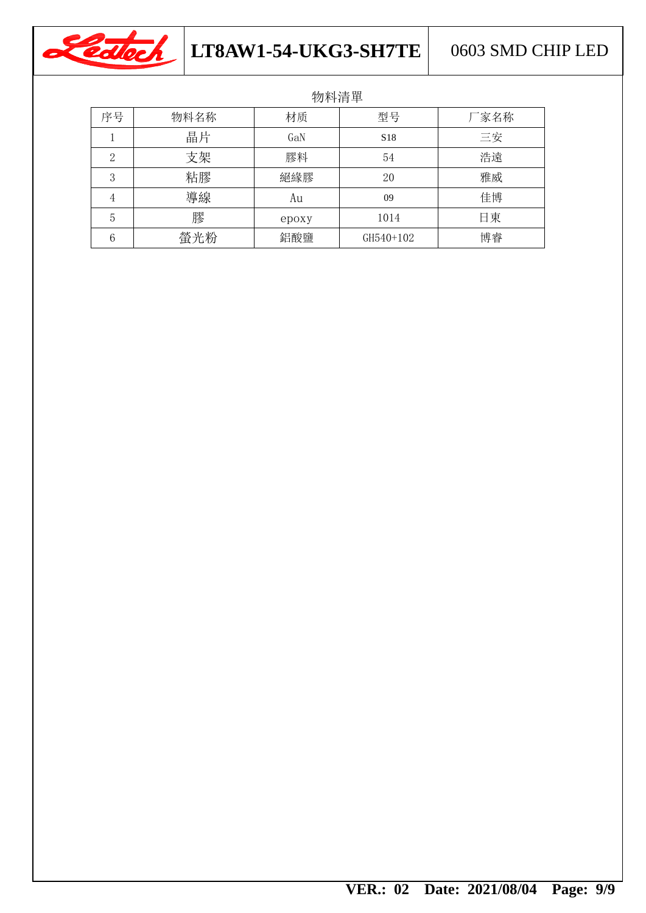## 物料清單

| 序号 | 物料名称 | 材质 | 型号 | 厂家名称 |
|---|---|---|---|---|
| 1 | 晶片 | GaN | S18 | 三安 |
| 2 | 支架 | 膠料 | 54 | 浩遠 |
| 3 | 粘膠 | 絕緣膠 | 20 | 雅威 |
| 4 | 導線 | Au | 09 | 佳博 |
| 5 | 膠 | epoxy | 1014 | 日東 |
| 6 | 螢光粉 | 鋁酸鹽 | GH540+102 | 博睿 |